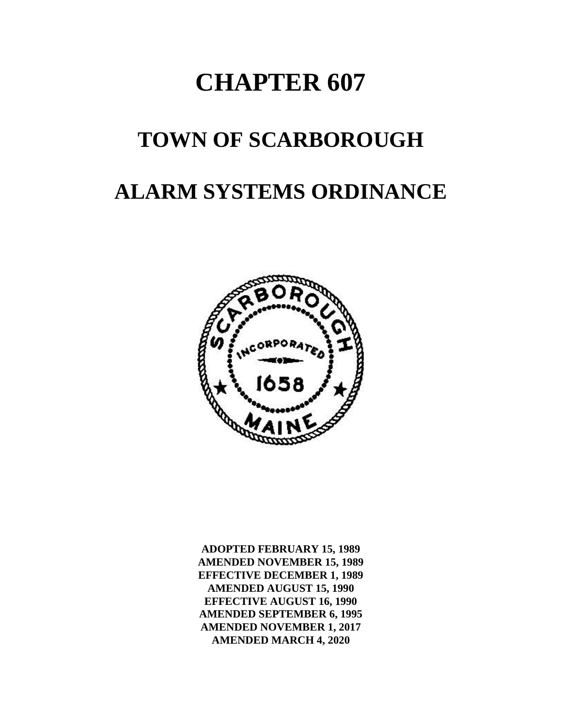# CHAPTER 607

# TOWN OF SCARBOROUGH

# ALARM SYSTEMS ORDINANCE

**ADOPTED FEBRUARY 15, 1989**
**AMENDED NOVEMBER 15, 1989**
**EFFECTIVE DECEMBER 1, 1989**
**AMENDED AUGUST 15, 1990**
**EFFECTIVE AUGUST 16, 1990**
**AMENDED SEPTEMBER 6, 1995**
**AMENDED NOVEMBER 1, 2017**
**AMENDED MARCH 4, 2020**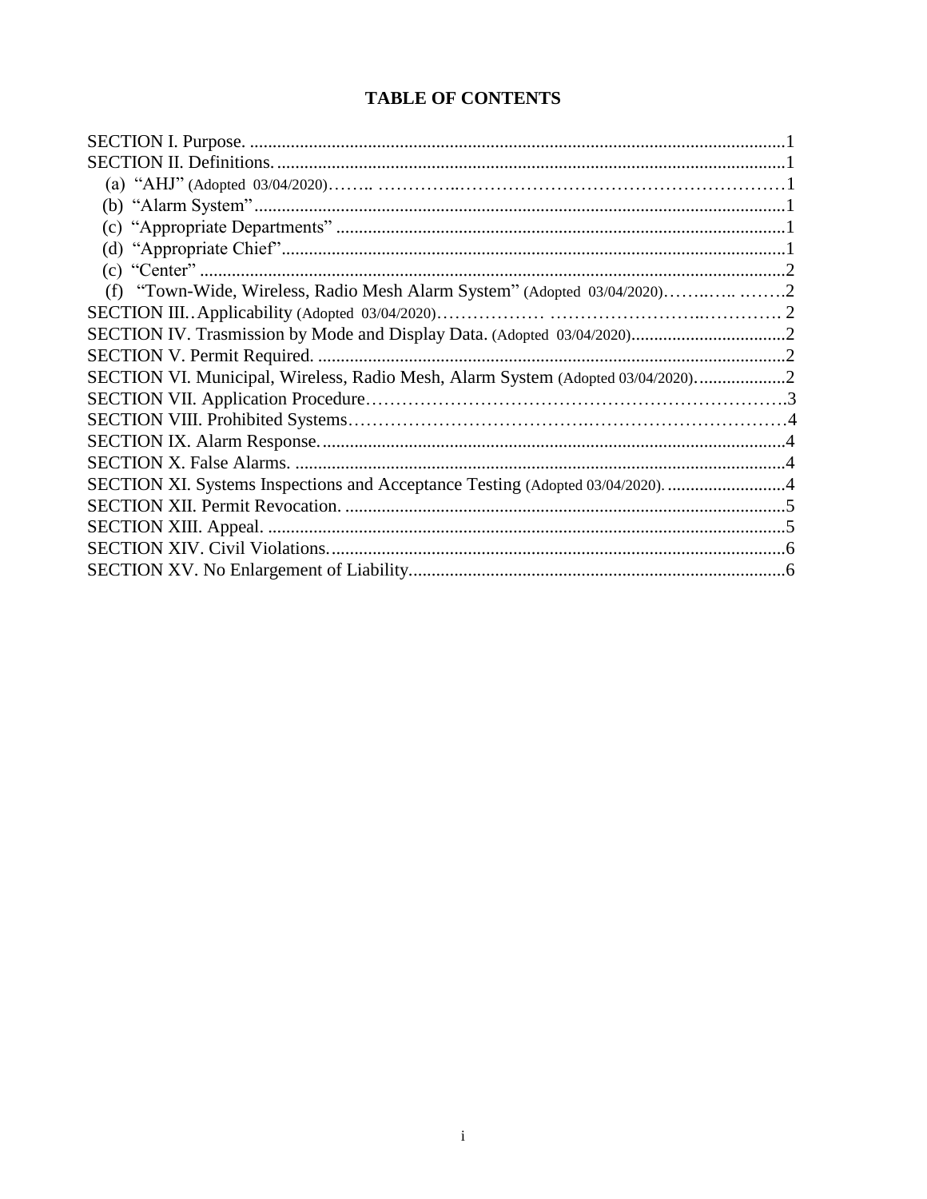# TABLE OF CONTENTS

SECTION I. Purpose. ....................................................................................................................1
SECTION II. Definitions. ...............................................................................................................1
   (a) "AHJ" (Adopted 03/04/2020)…….. …………..…………………………………………………1
   (b) "Alarm System"....................................................................................................................1
   (c) "Appropriate Departments" ..................................................................................................1
   (d) "Appropriate Chief"..............................................................................................................1
   (c) "Center" ...............................................................................................................................2
   (f) "Town-Wide, Wireless, Radio Mesh Alarm System" (Adopted 03/04/2020)……..….. ……..2
SECTION III. . Applicability (Adopted 03/04/2020)……………… ……………………..…………. 2
SECTION IV. Trasmission by Mode and Display Data. (Adopted 03/04/2020)..................................2
SECTION V. Permit Required. .......................................................................................................2
SECTION VI. Municipal, Wireless, Radio Mesh, Alarm System (Adopted 03/04/2020)…..................2
SECTION VII. Application Procedure……………………………………………………………….3
SECTION VIII. Prohibited Systems……………………………….……………………………4
SECTION IX. Alarm Response. ......................................................................................................4
SECTION X. False Alarms. ............................................................................................................4
SECTION XI. Systems Inspections and Acceptance Testing (Adopted 03/04/2020). ..........................4
SECTION XII. Permit Revocation. ..................................................................................................5
SECTION XIII. Appeal. ..................................................................................................................5
SECTION XIV. Civil Violations. ......................................................................................................6
SECTION XV. No Enlargement of Liability.....................................................................................6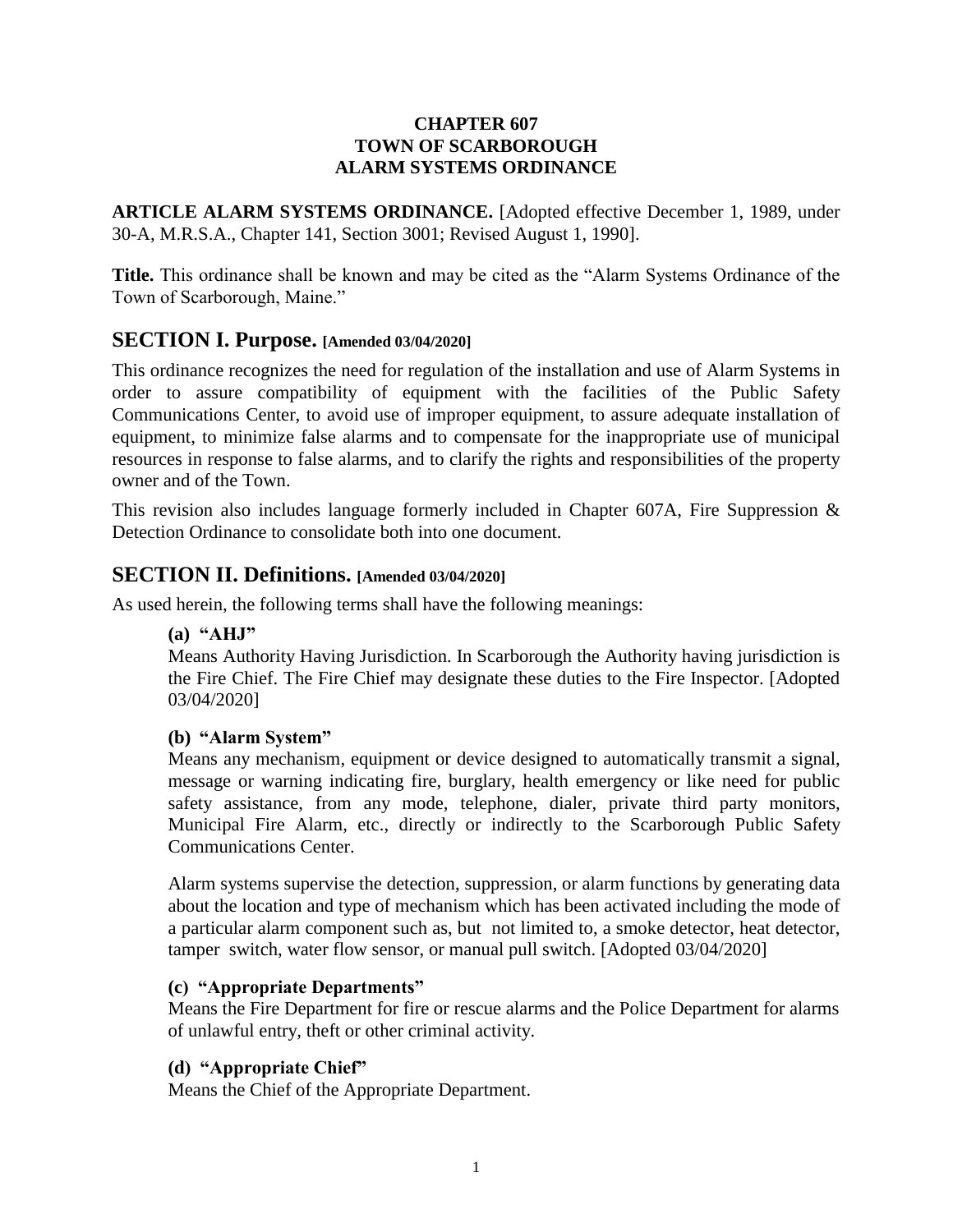**CHAPTER 607**
**TOWN OF SCARBOROUGH**
**ALARM SYSTEMS ORDINANCE**

**ARTICLE ALARM SYSTEMS ORDINANCE.** [Adopted effective December 1, 1989, under 30-A, M.R.S.A., Chapter 141, Section 3001; Revised August 1, 1990].

**Title.** This ordinance shall be known and may be cited as the "Alarm Systems Ordinance of the Town of Scarborough, Maine."

## SECTION I. Purpose. [Amended 03/04/2020]

This ordinance recognizes the need for regulation of the installation and use of Alarm Systems in order to assure compatibility of equipment with the facilities of the Public Safety Communications Center, to avoid use of improper equipment, to assure adequate installation of equipment, to minimize false alarms and to compensate for the inappropriate use of municipal resources in response to false alarms, and to clarify the rights and responsibilities of the property owner and of the Town.

This revision also includes language formerly included in Chapter 607A, Fire Suppression & Detection Ordinance to consolidate both into one document.

## SECTION II. Definitions. [Amended 03/04/2020]

As used herein, the following terms shall have the following meanings:

**(a) "AHJ"**
Means Authority Having Jurisdiction. In Scarborough the Authority having jurisdiction is the Fire Chief. The Fire Chief may designate these duties to the Fire Inspector. [Adopted 03/04/2020]

**(b) "Alarm System"**
Means any mechanism, equipment or device designed to automatically transmit a signal, message or warning indicating fire, burglary, health emergency or like need for public safety assistance, from any mode, telephone, dialer, private third party monitors, Municipal Fire Alarm, etc., directly or indirectly to the Scarborough Public Safety Communications Center.

Alarm systems supervise the detection, suppression, or alarm functions by generating data about the location and type of mechanism which has been activated including the mode of a particular alarm component such as, but not limited to, a smoke detector, heat detector, tamper switch, water flow sensor, or manual pull switch. [Adopted 03/04/2020]

**(c) "Appropriate Departments"**
Means the Fire Department for fire or rescue alarms and the Police Department for alarms of unlawful entry, theft or other criminal activity.

**(d) "Appropriate Chief"**
Means the Chief of the Appropriate Department.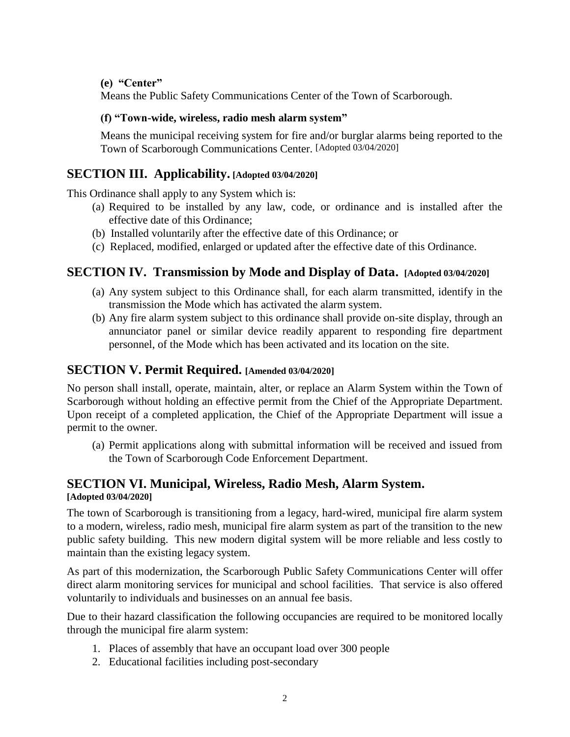**(e) "Center"**

Means the Public Safety Communications Center of the Town of Scarborough.

**(f) "Town-wide, wireless, radio mesh alarm system"**

Means the municipal receiving system for fire and/or burglar alarms being reported to the Town of Scarborough Communications Center. [Adopted 03/04/2020]

## SECTION III. Applicability. [Adopted 03/04/2020]

This Ordinance shall apply to any System which is:

(a) Required to be installed by any law, code, or ordinance and is installed after the effective date of this Ordinance;
(b) Installed voluntarily after the effective date of this Ordinance; or
(c) Replaced, modified, enlarged or updated after the effective date of this Ordinance.

## SECTION IV. Transmission by Mode and Display of Data. [Adopted 03/04/2020]

(a) Any system subject to this Ordinance shall, for each alarm transmitted, identify in the transmission the Mode which has activated the alarm system.
(b) Any fire alarm system subject to this ordinance shall provide on-site display, through an annunciator panel or similar device readily apparent to responding fire department personnel, of the Mode which has been activated and its location on the site.

## SECTION V. Permit Required. [Amended 03/04/2020]

No person shall install, operate, maintain, alter, or replace an Alarm System within the Town of Scarborough without holding an effective permit from the Chief of the Appropriate Department. Upon receipt of a completed application, the Chief of the Appropriate Department will issue a permit to the owner.

(a) Permit applications along with submittal information will be received and issued from the Town of Scarborough Code Enforcement Department.

## SECTION VI. Municipal, Wireless, Radio Mesh, Alarm System.

**[Adopted 03/04/2020]**

The town of Scarborough is transitioning from a legacy, hard-wired, municipal fire alarm system to a modern, wireless, radio mesh, municipal fire alarm system as part of the transition to the new public safety building. This new modern digital system will be more reliable and less costly to maintain than the existing legacy system.

As part of this modernization, the Scarborough Public Safety Communications Center will offer direct alarm monitoring services for municipal and school facilities. That service is also offered voluntarily to individuals and businesses on an annual fee basis.

Due to their hazard classification the following occupancies are required to be monitored locally through the municipal fire alarm system:

1. Places of assembly that have an occupant load over 300 people
2. Educational facilities including post-secondary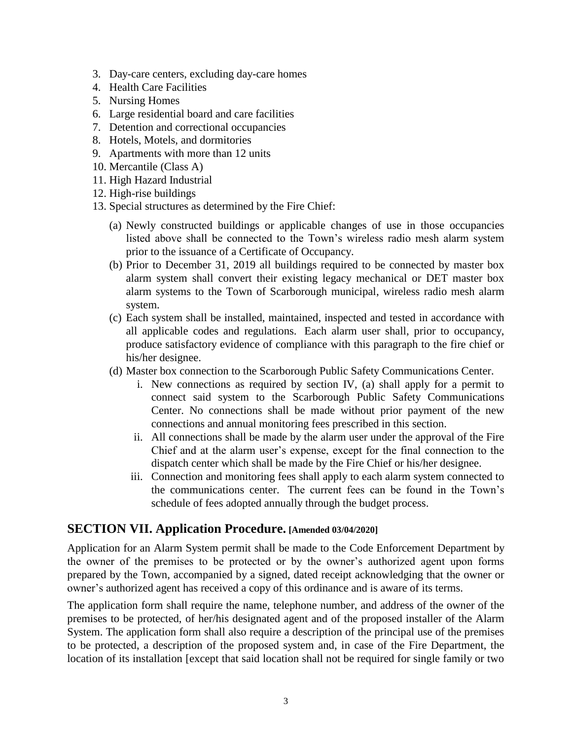3. Day-care centers, excluding day-care homes
4. Health Care Facilities
5. Nursing Homes
6. Large residential board and care facilities
7. Detention and correctional occupancies
8. Hotels, Motels, and dormitories
9. Apartments with more than 12 units
10. Mercantile (Class A)
11. High Hazard Industrial
12. High-rise buildings
13. Special structures as determined by the Fire Chief:

    (a) Newly constructed buildings or applicable changes of use in those occupancies listed above shall be connected to the Town's wireless radio mesh alarm system prior to the issuance of a Certificate of Occupancy.

    (b) Prior to December 31, 2019 all buildings required to be connected by master box alarm system shall convert their existing legacy mechanical or DET master box alarm systems to the Town of Scarborough municipal, wireless radio mesh alarm system.

    (c) Each system shall be installed, maintained, inspected and tested in accordance with all applicable codes and regulations. Each alarm user shall, prior to occupancy, produce satisfactory evidence of compliance with this paragraph to the fire chief or his/her designee.

    (d) Master box connection to the Scarborough Public Safety Communications Center.

       i. New connections as required by section IV, (a) shall apply for a permit to connect said system to the Scarborough Public Safety Communications Center. No connections shall be made without prior payment of the new connections and annual monitoring fees prescribed in this section.

       ii. All connections shall be made by the alarm user under the approval of the Fire Chief and at the alarm user's expense, except for the final connection to the dispatch center which shall be made by the Fire Chief or his/her designee.

       iii. Connection and monitoring fees shall apply to each alarm system connected to the communications center. The current fees can be found in the Town's schedule of fees adopted annually through the budget process.

## SECTION VII. Application Procedure. [Amended 03/04/2020]

Application for an Alarm System permit shall be made to the Code Enforcement Department by the owner of the premises to be protected or by the owner's authorized agent upon forms prepared by the Town, accompanied by a signed, dated receipt acknowledging that the owner or owner's authorized agent has received a copy of this ordinance and is aware of its terms.

The application form shall require the name, telephone number, and address of the owner of the premises to be protected, of her/his designated agent and of the proposed installer of the Alarm System. The application form shall also require a description of the principal use of the premises to be protected, a description of the proposed system and, in case of the Fire Department, the location of its installation [except that said location shall not be required for single family or two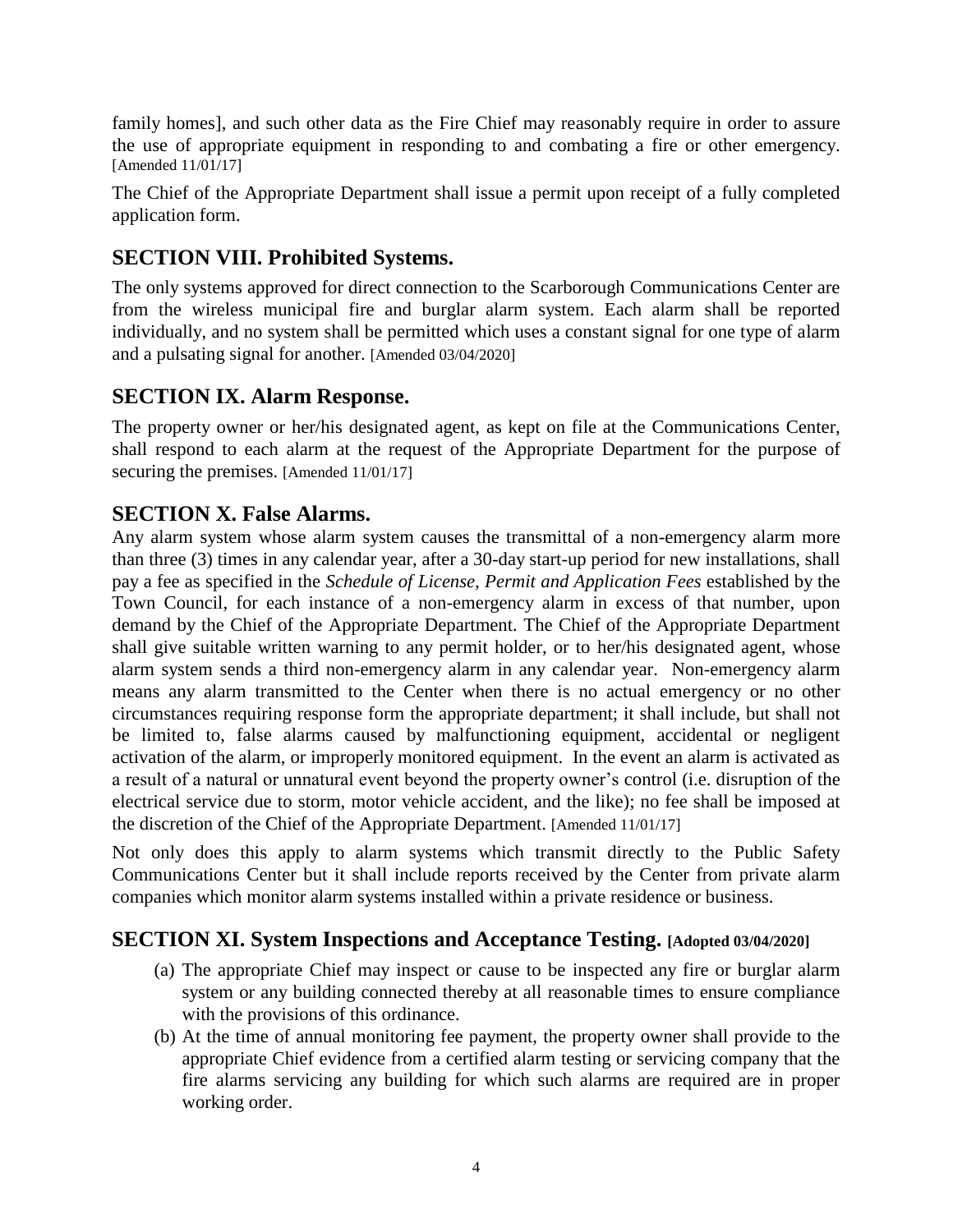family homes], and such other data as the Fire Chief may reasonably require in order to assure the use of appropriate equipment in responding to and combating a fire or other emergency. [Amended 11/01/17]

The Chief of the Appropriate Department shall issue a permit upon receipt of a fully completed application form.

## SECTION VIII. Prohibited Systems.

The only systems approved for direct connection to the Scarborough Communications Center are from the wireless municipal fire and burglar alarm system. Each alarm shall be reported individually, and no system shall be permitted which uses a constant signal for one type of alarm and a pulsating signal for another. [Amended 03/04/2020]

## SECTION IX. Alarm Response.

The property owner or her/his designated agent, as kept on file at the Communications Center, shall respond to each alarm at the request of the Appropriate Department for the purpose of securing the premises. [Amended 11/01/17]

## SECTION X. False Alarms.

Any alarm system whose alarm system causes the transmittal of a non-emergency alarm more than three (3) times in any calendar year, after a 30-day start-up period for new installations, shall pay a fee as specified in the *Schedule of License, Permit and Application Fees* established by the Town Council, for each instance of a non-emergency alarm in excess of that number, upon demand by the Chief of the Appropriate Department. The Chief of the Appropriate Department shall give suitable written warning to any permit holder, or to her/his designated agent, whose alarm system sends a third non-emergency alarm in any calendar year. Non-emergency alarm means any alarm transmitted to the Center when there is no actual emergency or no other circumstances requiring response form the appropriate department; it shall include, but shall not be limited to, false alarms caused by malfunctioning equipment, accidental or negligent activation of the alarm, or improperly monitored equipment. In the event an alarm is activated as a result of a natural or unnatural event beyond the property owner's control (i.e. disruption of the electrical service due to storm, motor vehicle accident, and the like); no fee shall be imposed at the discretion of the Chief of the Appropriate Department. [Amended 11/01/17]

Not only does this apply to alarm systems which transmit directly to the Public Safety Communications Center but it shall include reports received by the Center from private alarm companies which monitor alarm systems installed within a private residence or business.

## SECTION XI. System Inspections and Acceptance Testing. [Adopted 03/04/2020]

(a) The appropriate Chief may inspect or cause to be inspected any fire or burglar alarm system or any building connected thereby at all reasonable times to ensure compliance with the provisions of this ordinance.

(b) At the time of annual monitoring fee payment, the property owner shall provide to the appropriate Chief evidence from a certified alarm testing or servicing company that the fire alarms servicing any building for which such alarms are required are in proper working order.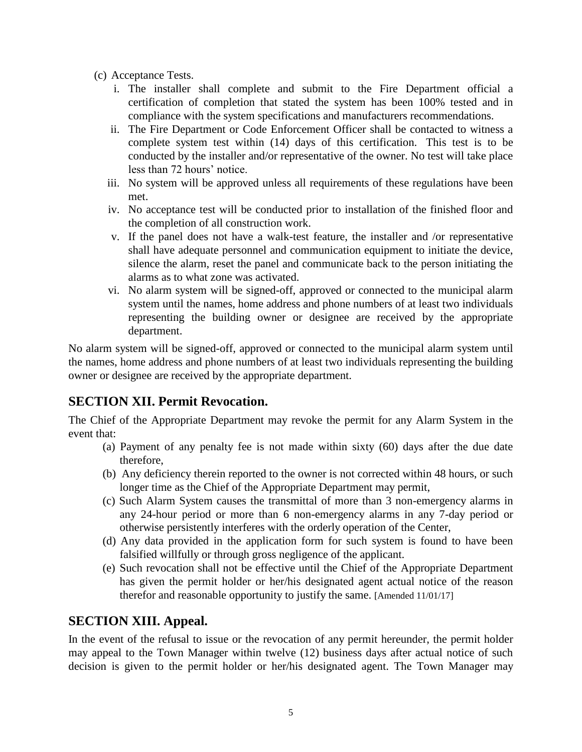(c) Acceptance Tests.

   i. The installer shall complete and submit to the Fire Department official a certification of completion that stated the system has been 100% tested and in compliance with the system specifications and manufacturers recommendations.
   ii. The Fire Department or Code Enforcement Officer shall be contacted to witness a complete system test within (14) days of this certification. This test is to be conducted by the installer and/or representative of the owner. No test will take place less than 72 hours' notice.
   iii. No system will be approved unless all requirements of these regulations have been met.
   iv. No acceptance test will be conducted prior to installation of the finished floor and the completion of all construction work.
   v. If the panel does not have a walk-test feature, the installer and /or representative shall have adequate personnel and communication equipment to initiate the device, silence the alarm, reset the panel and communicate back to the person initiating the alarms as to what zone was activated.
   vi. No alarm system will be signed-off, approved or connected to the municipal alarm system until the names, home address and phone numbers of at least two individuals representing the building owner or designee are received by the appropriate department.

No alarm system will be signed-off, approved or connected to the municipal alarm system until the names, home address and phone numbers of at least two individuals representing the building owner or designee are received by the appropriate department.

## SECTION XII. Permit Revocation.

The Chief of the Appropriate Department may revoke the permit for any Alarm System in the event that:

(a) Payment of any penalty fee is not made within sixty (60) days after the due date therefore,

(b) Any deficiency therein reported to the owner is not corrected within 48 hours, or such longer time as the Chief of the Appropriate Department may permit,

(c) Such Alarm System causes the transmittal of more than 3 non-emergency alarms in any 24-hour period or more than 6 non-emergency alarms in any 7-day period or otherwise persistently interferes with the orderly operation of the Center,

(d) Any data provided in the application form for such system is found to have been falsified willfully or through gross negligence of the applicant.

(e) Such revocation shall not be effective until the Chief of the Appropriate Department has given the permit holder or her/his designated agent actual notice of the reason therefor and reasonable opportunity to justify the same. [Amended 11/01/17]

## SECTION XIII. Appeal.

In the event of the refusal to issue or the revocation of any permit hereunder, the permit holder may appeal to the Town Manager within twelve (12) business days after actual notice of such decision is given to the permit holder or her/his designated agent. The Town Manager may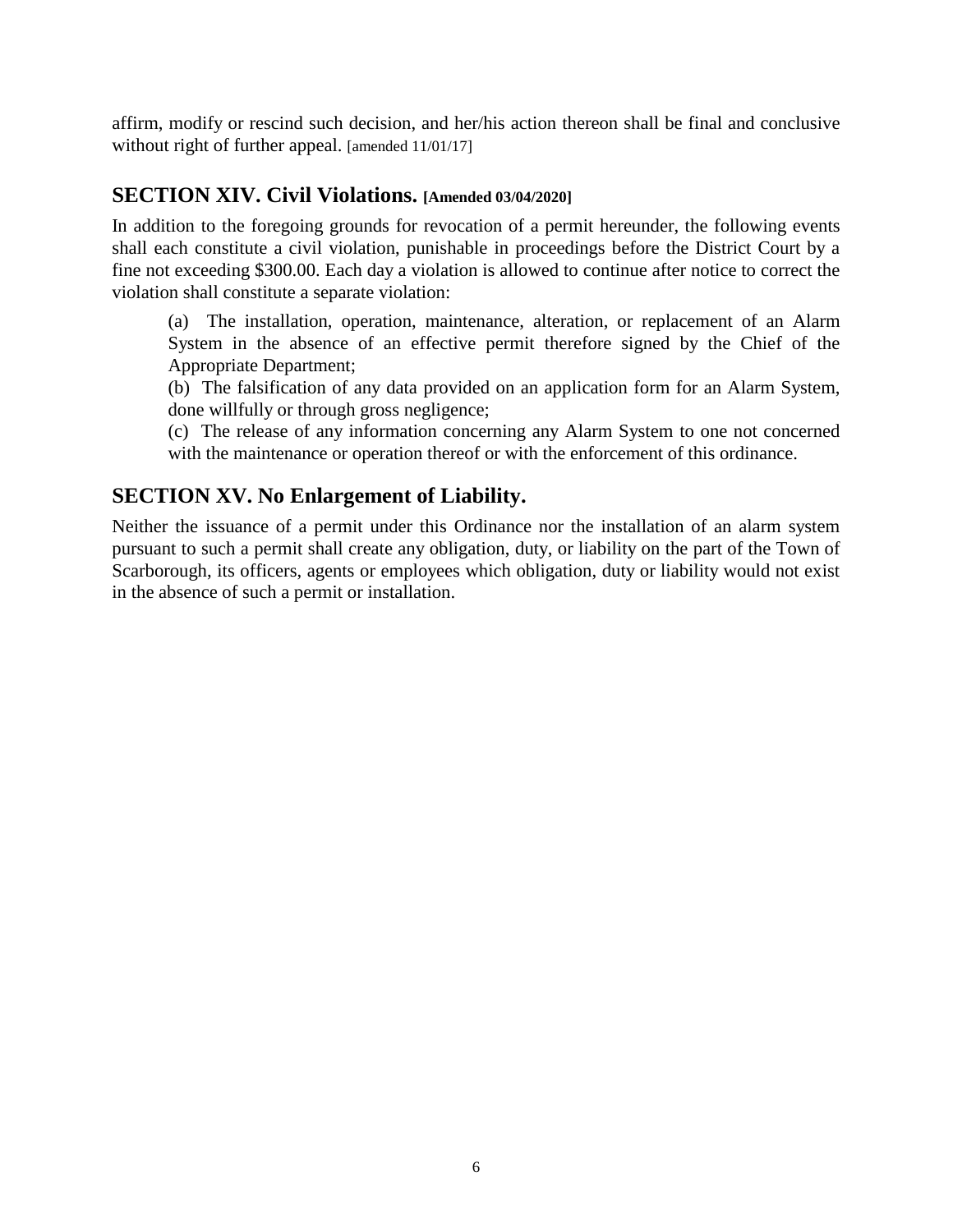affirm, modify or rescind such decision, and her/his action thereon shall be final and conclusive without right of further appeal. [amended 11/01/17]

## SECTION XIV. Civil Violations. [Amended 03/04/2020]

In addition to the foregoing grounds for revocation of a permit hereunder, the following events shall each constitute a civil violation, punishable in proceedings before the District Court by a fine not exceeding $300.00. Each day a violation is allowed to continue after notice to correct the violation shall constitute a separate violation:

(a) The installation, operation, maintenance, alteration, or replacement of an Alarm System in the absence of an effective permit therefore signed by the Chief of the Appropriate Department;

(b) The falsification of any data provided on an application form for an Alarm System, done willfully or through gross negligence;

(c) The release of any information concerning any Alarm System to one not concerned with the maintenance or operation thereof or with the enforcement of this ordinance.

## SECTION XV. No Enlargement of Liability.

Neither the issuance of a permit under this Ordinance nor the installation of an alarm system pursuant to such a permit shall create any obligation, duty, or liability on the part of the Town of Scarborough, its officers, agents or employees which obligation, duty or liability would not exist in the absence of such a permit or installation.